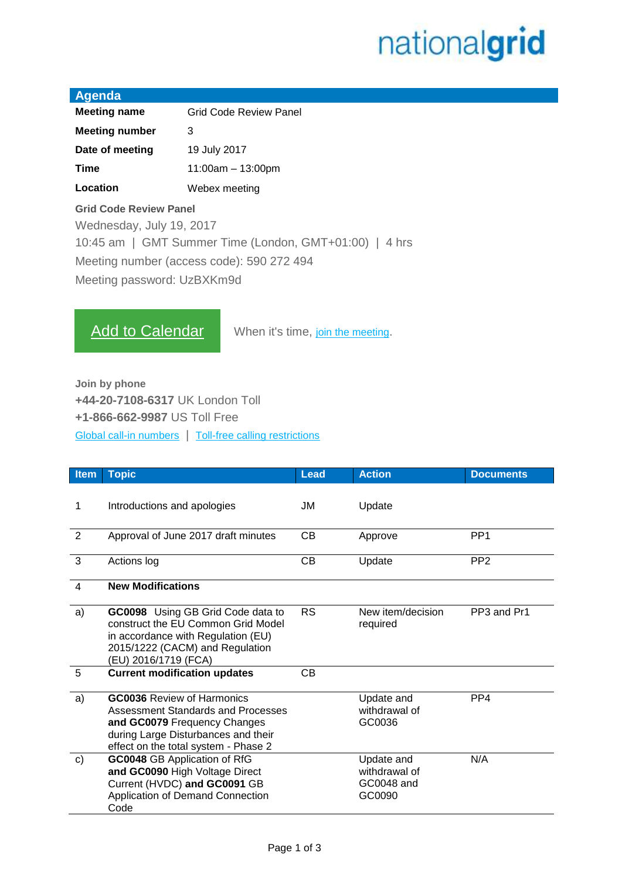nationalgrid

## Agenda

| | |
|---|---|
| **Meeting name** | Grid Code Review Panel |
| **Meeting number** | 3 |
| **Date of meeting** | 19 July 2017 |
| **Time** | 11:00am – 13:00pm |
| **Location** | Webex meeting |

**Grid Code Review Panel**
Wednesday, July 19, 2017
10:45 am | GMT Summer Time (London, GMT+01:00) | 4 hrs
Meeting number (access code): 590 272 494
Meeting password: UzBXKm9d

Add to Calendar

When it's time, join the meeting.

**Join by phone**
**+44-20-7108-6317** UK London Toll
**+1-866-662-9987** US Toll Free
Global call-in numbers | Toll-free calling restrictions

| Item | Topic | Lead | Action | Documents |
|---|---|---|---|---|
| 1 | Introductions and apologies | JM | Update | |
| 2 | Approval of June 2017 draft minutes | CB | Approve | PP1 |
| 3 | Actions log | CB | Update | PP2 |
| 4 | **New Modifications** | | | |
| a) | **GC0098** Using GB Grid Code data to construct the EU Common Grid Model in accordance with Regulation (EU) 2015/1222 (CACM) and Regulation (EU) 2016/1719 (FCA) | RS | New item/decision required | PP3 and Pr1 |
| 5 | **Current modification updates** | CB | | |
| a) | **GC0036** Review of Harmonics Assessment Standards and Processes **and GC0079** Frequency Changes during Large Disturbances and their effect on the total system - Phase 2 | | Update and withdrawal of GC0036 | PP4 |
| c) | **GC0048** GB Application of RfG **and GC0090** High Voltage Direct Current (HVDC) **and GC0091** GB Application of Demand Connection Code | | Update and withdrawal of GC0048 and GC0090 | N/A |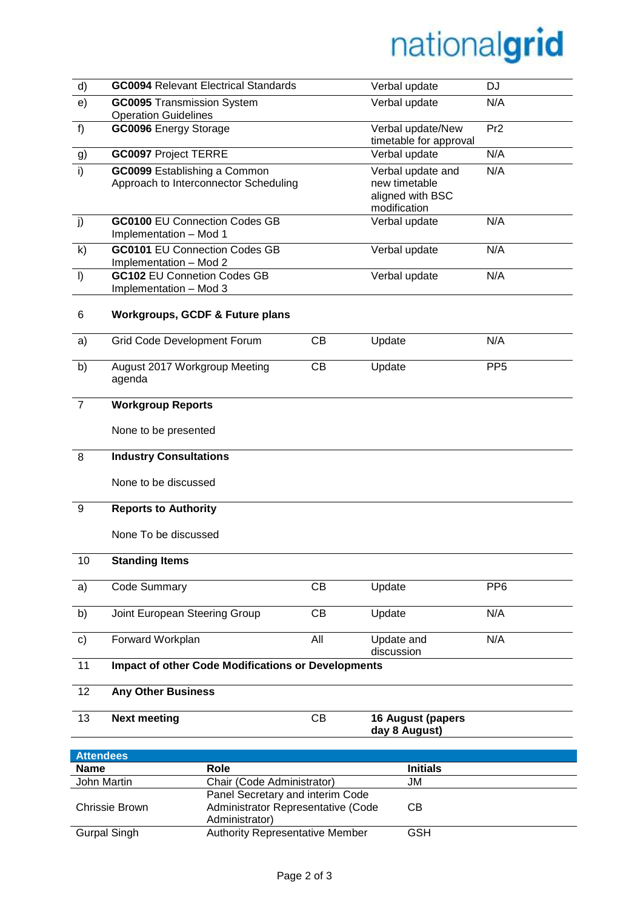| | | | | |
|---|---|---|---|---|
| d) | **GC0094** Relevant Electrical Standards | | Verbal update | DJ |
| e) | **GC0095** Transmission System Operation Guidelines | | Verbal update | N/A |
| f) | **GC0096** Energy Storage | | Verbal update/New timetable for approval | Pr2 |
| g) | **GC0097** Project TERRE | | Verbal update | N/A |
| i) | **GC0099** Establishing a Common Approach to Interconnector Scheduling | | Verbal update and new timetable aligned with BSC modification | N/A |
| j) | **GC0100** EU Connection Codes GB Implementation – Mod 1 | | Verbal update | N/A |
| k) | **GC0101** EU Connection Codes GB Implementation – Mod 2 | | Verbal update | N/A |
| l) | **GC102** EU Connetion Codes GB Implementation – Mod 3 | | Verbal update | N/A |
| 6 | **Workgroups, GCDF & Future plans** | | | |
| a) | Grid Code Development Forum | CB | Update | N/A |
| b) | August 2017 Workgroup Meeting agenda | CB | Update | PP5 |
| 7 | **Workgroup Reports** | | | |
| | None to be presented | | | |
| 8 | **Industry Consultations** | | | |
| | None to be discussed | | | |
| 9 | **Reports to Authority** | | | |
| | None To be discussed | | | |
| 10 | **Standing Items** | | | |
| a) | Code Summary | CB | Update | PP6 |
| b) | Joint European Steering Group | CB | Update | N/A |
| c) | Forward Workplan | All | Update and discussion | N/A |
| 11 | **Impact of other Code Modifications or Developments** | | | |
| 12 | **Any Other Business** | | | |
| 13 | **Next meeting** | CB | **16 August (papers day 8 August)** | |

| **Attendees** | | |
|---|---|---|
| **Name** | **Role** | **Initials** |
| John Martin | Chair (Code Administrator) | JM |
| Chrissie Brown | Panel Secretary and interim Code Administrator Representative (Code Administrator) | CB |
| Gurpal Singh | Authority Representative Member | GSH |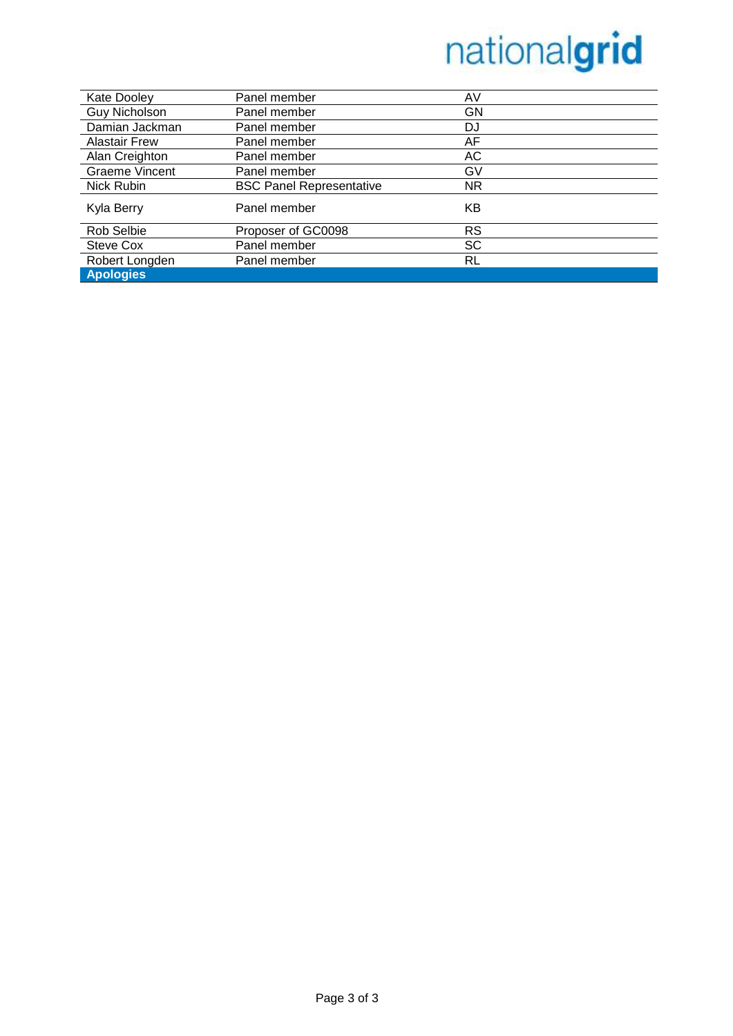| | | |
|---|---|---|
| Kate Dooley | Panel member | AV |
| Guy Nicholson | Panel member | GN |
| Damian Jackman | Panel member | DJ |
| Alastair Frew | Panel member | AF |
| Alan Creighton | Panel member | AC |
| Graeme Vincent | Panel member | GV |
| Nick Rubin | BSC Panel Representative | NR |
| Kyla Berry | Panel member | KB |
| Rob Selbie | Proposer of GC0098 | RS |
| Steve Cox | Panel member | SC |
| Robert Longden | Panel member | RL |
| **Apologies** | | |